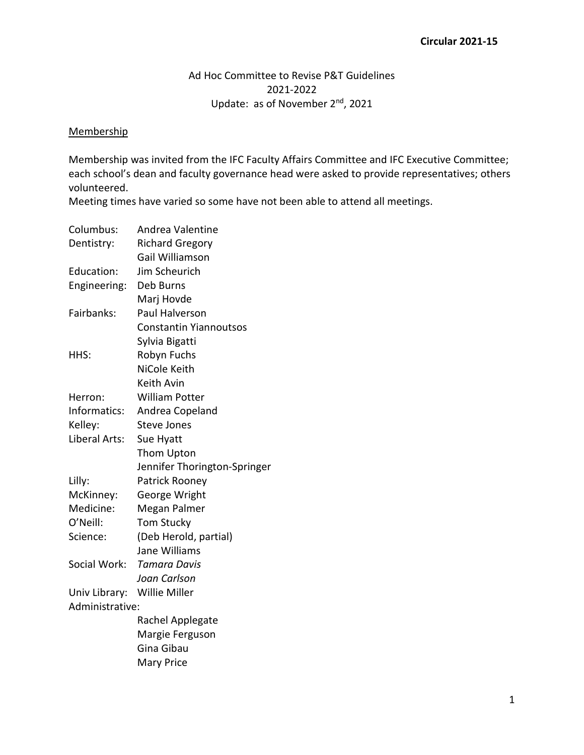**Circular 2021-15**

# Ad Hoc Committee to Revise P&T Guidelines
## 2021-2022
### Update: as of November 2nd, 2021

<u>Membership</u>

Membership was invited from the IFC Faculty Affairs Committee and IFC Executive Committee; each school's dean and faculty governance head were asked to provide representatives; others volunteered.
Meeting times have varied so some have not been able to attend all meetings.

| | |
|---|---|
| Columbus: | Andrea Valentine |
| Dentistry: | Richard Gregory |
| | Gail Williamson |
| Education: | Jim Scheurich |
| Engineering: | Deb Burns |
| | Marj Hovde |
| Fairbanks: | Paul Halverson |
| | Constantin Yiannoutsos |
| | Sylvia Bigatti |
| HHS: | Robyn Fuchs |
| | NiCole Keith |
| | Keith Avin |
| Herron: | William Potter |
| Informatics: | Andrea Copeland |
| Kelley: | Steve Jones |
| Liberal Arts: | Sue Hyatt |
| | Thom Upton |
| | Jennifer Thorington-Springer |
| Lilly: | Patrick Rooney |
| McKinney: | George Wright |
| Medicine: | Megan Palmer |
| O'Neill: | Tom Stucky |
| Science: | (Deb Herold, partial) |
| | Jane Williams |
| Social Work: | *Tamara Davis* |
| | *Joan Carlson* |
| Univ Library: | Willie Miller |
| Administrative: | |
| | Rachel Applegate |
| | Margie Ferguson |
| | Gina Gibau |
| | Mary Price |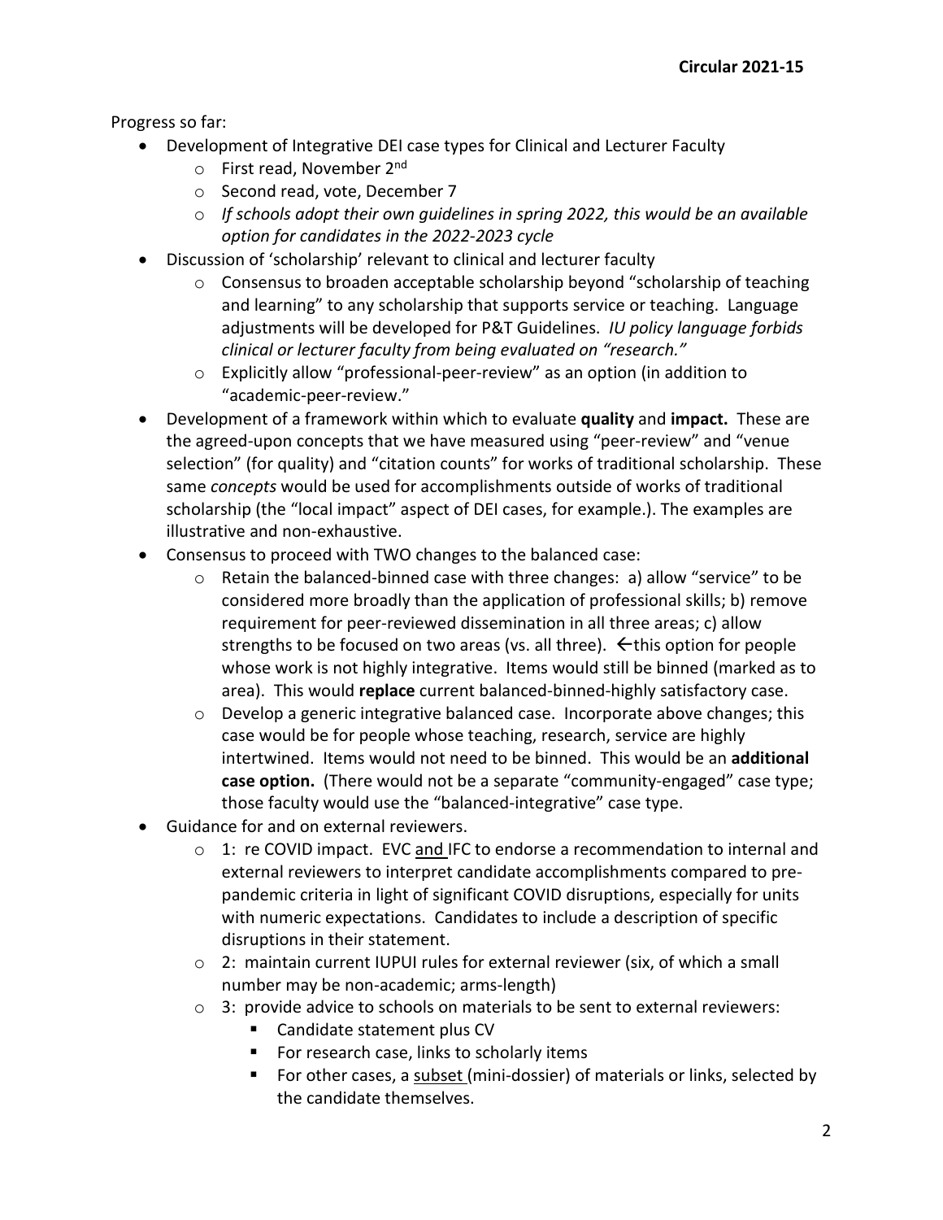Progress so far:

- Development of Integrative DEI case types for Clinical and Lecturer Faculty
  - First read, November 2nd
  - Second read, vote, December 7
  - *If schools adopt their own guidelines in spring 2022, this would be an available option for candidates in the 2022-2023 cycle*
- Discussion of 'scholarship' relevant to clinical and lecturer faculty
  - Consensus to broaden acceptable scholarship beyond "scholarship of teaching and learning" to any scholarship that supports service or teaching. Language adjustments will be developed for P&T Guidelines. *IU policy language forbids clinical or lecturer faculty from being evaluated on "research."*
  - Explicitly allow "professional-peer-review" as an option (in addition to "academic-peer-review."
- Development of a framework within which to evaluate **quality** and **impact.** These are the agreed-upon concepts that we have measured using "peer-review" and "venue selection" (for quality) and "citation counts" for works of traditional scholarship. These same *concepts* would be used for accomplishments outside of works of traditional scholarship (the "local impact" aspect of DEI cases, for example.). The examples are illustrative and non-exhaustive.
- Consensus to proceed with TWO changes to the balanced case:
  - Retain the balanced-binned case with three changes: a) allow "service" to be considered more broadly than the application of professional skills; b) remove requirement for peer-reviewed dissemination in all three areas; c) allow strengths to be focused on two areas (vs. all three). ←this option for people whose work is not highly integrative. Items would still be binned (marked as to area). This would **replace** current balanced-binned-highly satisfactory case.
  - Develop a generic integrative balanced case. Incorporate above changes; this case would be for people whose teaching, research, service are highly intertwined. Items would not need to be binned. This would be an **additional case option.** (There would not be a separate "community-engaged" case type; those faculty would use the "balanced-integrative" case type.
- Guidance for and on external reviewers.
  - 1: re COVID impact. EVC and IFC to endorse a recommendation to internal and external reviewers to interpret candidate accomplishments compared to pre-pandemic criteria in light of significant COVID disruptions, especially for units with numeric expectations. Candidates to include a description of specific disruptions in their statement.
  - 2: maintain current IUPUI rules for external reviewer (six, of which a small number may be non-academic; arms-length)
  - 3: provide advice to schools on materials to be sent to external reviewers:
    - Candidate statement plus CV
    - For research case, links to scholarly items
    - For other cases, a subset (mini-dossier) of materials or links, selected by the candidate themselves.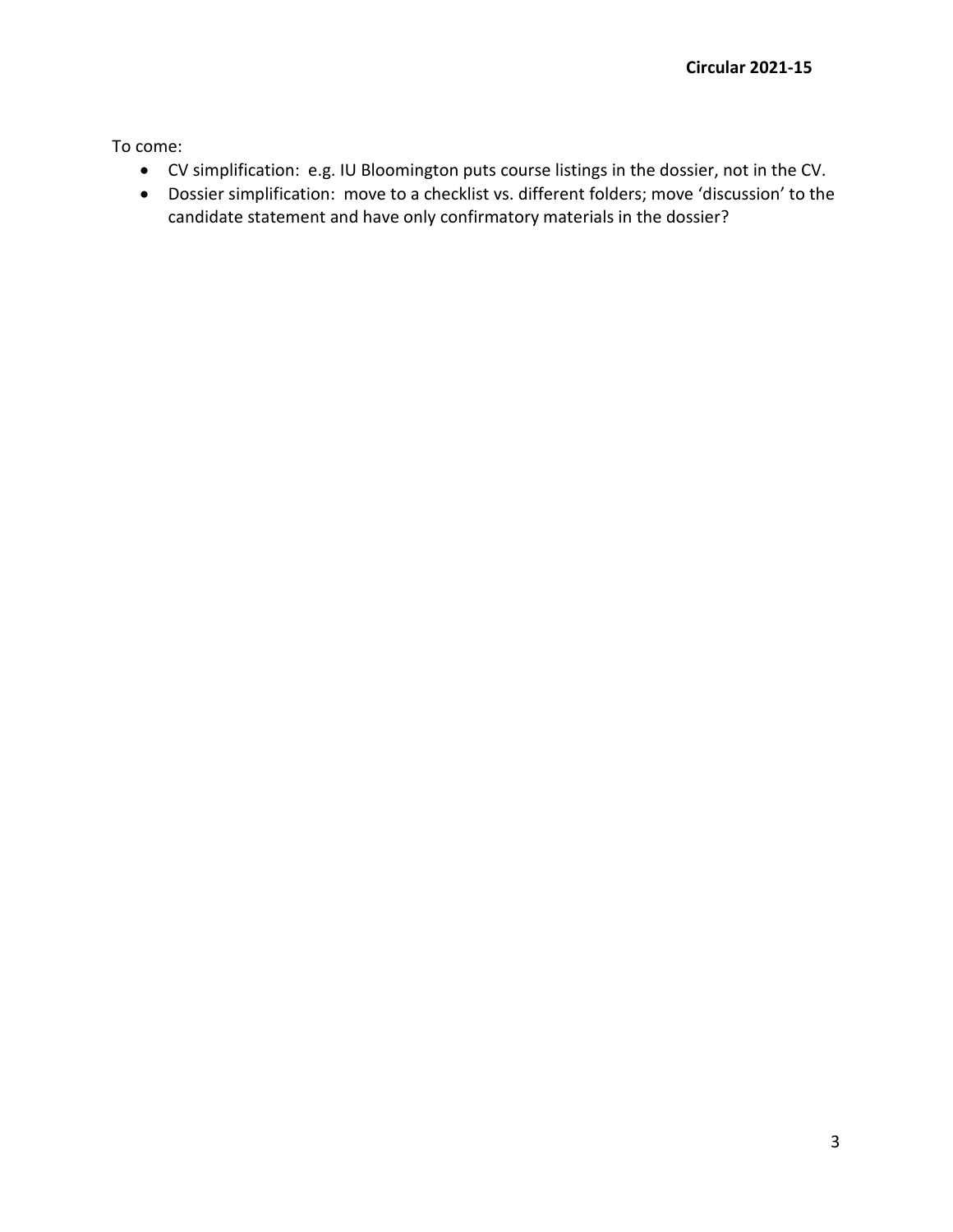To come:

- CV simplification: e.g. IU Bloomington puts course listings in the dossier, not in the CV.
- Dossier simplification: move to a checklist vs. different folders; move 'discussion' to the candidate statement and have only confirmatory materials in the dossier?